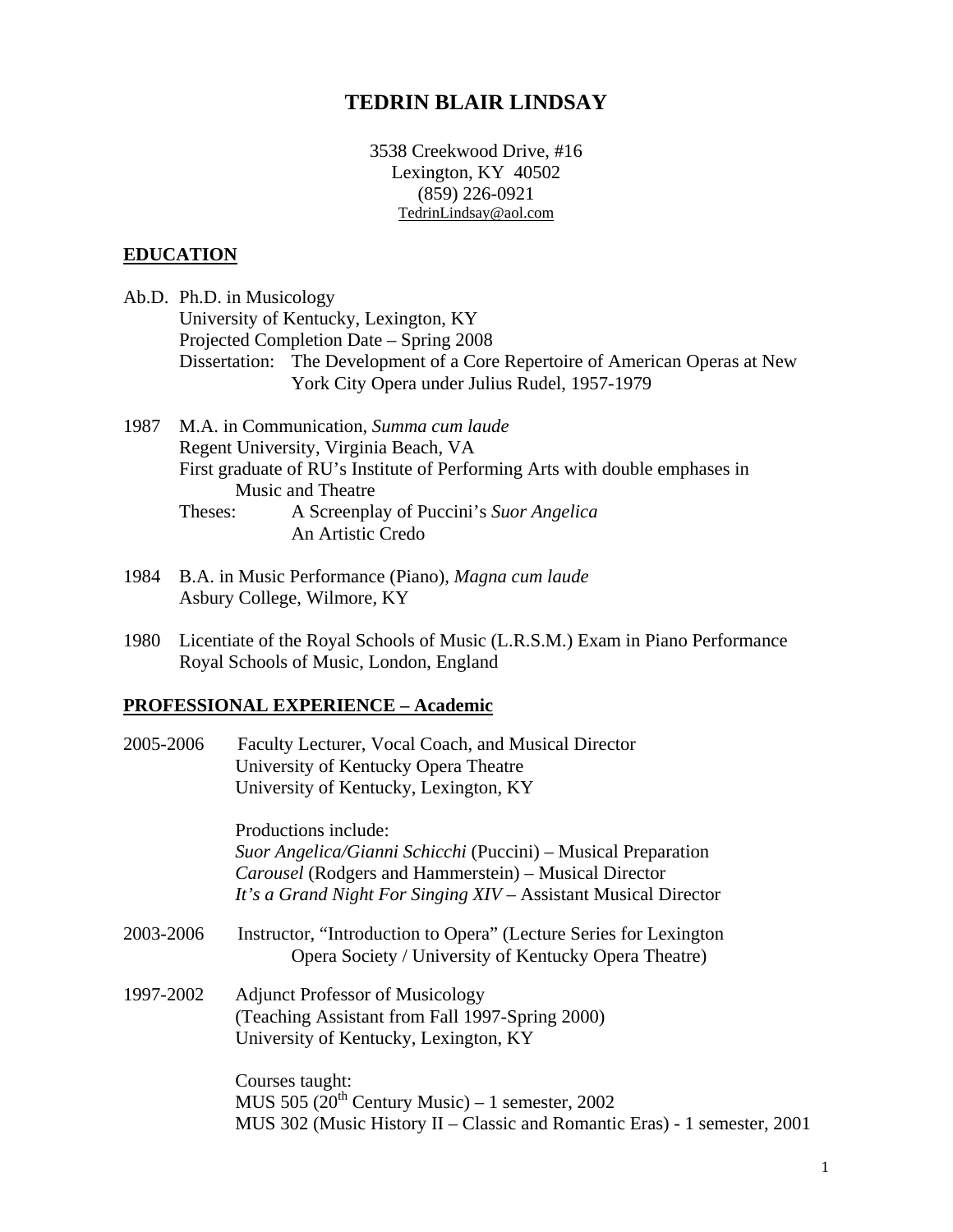# TEDRIN BLAIR LINDSAY

3538 Creekwood Drive, #16
Lexington, KY 40502
(859) 226-0921
TedrinLindsay@aol.com

## EDUCATION

Ab.D. Ph.D. in Musicology
University of Kentucky, Lexington, KY
Projected Completion Date – Spring 2008
Dissertation: The Development of a Core Repertoire of American Operas at New York City Opera under Julius Rudel, 1957-1979

1987 M.A. in Communication, *Summa cum laude*
Regent University, Virginia Beach, VA
First graduate of RU's Institute of Performing Arts with double emphases in Music and Theatre
Theses: A Screenplay of Puccini's *Suor Angelica*
An Artistic Credo

1984 B.A. in Music Performance (Piano), *Magna cum laude*
Asbury College, Wilmore, KY

1980 Licentiate of the Royal Schools of Music (L.R.S.M.) Exam in Piano Performance
Royal Schools of Music, London, England

## PROFESSIONAL EXPERIENCE – Academic

2005-2006 Faculty Lecturer, Vocal Coach, and Musical Director
University of Kentucky Opera Theatre
University of Kentucky, Lexington, KY

Productions include:
*Suor Angelica/Gianni Schicchi* (Puccini) – Musical Preparation
*Carousel* (Rodgers and Hammerstein) – Musical Director
*It's a Grand Night For Singing XIV* – Assistant Musical Director

2003-2006 Instructor, "Introduction to Opera" (Lecture Series for Lexington Opera Society / University of Kentucky Opera Theatre)

1997-2002 Adjunct Professor of Musicology
(Teaching Assistant from Fall 1997-Spring 2000)
University of Kentucky, Lexington, KY

Courses taught:
MUS 505 ($20^{th}$ Century Music) – 1 semester, 2002
MUS 302 (Music History II – Classic and Romantic Eras) - 1 semester, 2001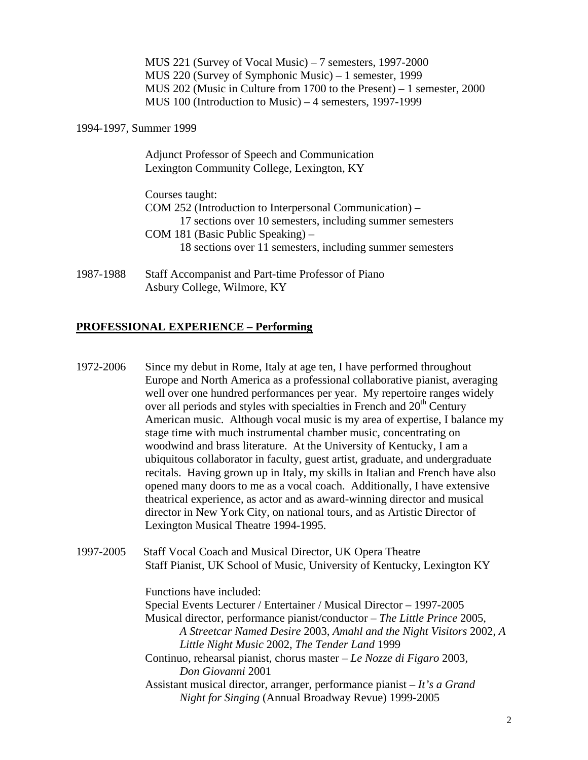MUS 221 (Survey of Vocal Music) – 7 semesters, 1997-2000
MUS 220 (Survey of Symphonic Music) – 1 semester, 1999
MUS 202 (Music in Culture from 1700 to the Present) – 1 semester, 2000
MUS 100 (Introduction to Music) – 4 semesters, 1997-1999

1994-1997, Summer 1999

Adjunct Professor of Speech and Communication
Lexington Community College, Lexington, KY

Courses taught:
COM 252 (Introduction to Interpersonal Communication) –
17 sections over 10 semesters, including summer semesters
COM 181 (Basic Public Speaking) –
18 sections over 11 semesters, including summer semesters

1987-1988 Staff Accompanist and Part-time Professor of Piano
Asbury College, Wilmore, KY

## PROFESSIONAL EXPERIENCE – Performing

1972-2006 Since my debut in Rome, Italy at age ten, I have performed throughout Europe and North America as a professional collaborative pianist, averaging well over one hundred performances per year. My repertoire ranges widely over all periods and styles with specialties in French and 20th Century American music. Although vocal music is my area of expertise, I balance my stage time with much instrumental chamber music, concentrating on woodwind and brass literature. At the University of Kentucky, I am a ubiquitous collaborator in faculty, guest artist, graduate, and undergraduate recitals. Having grown up in Italy, my skills in Italian and French have also opened many doors to me as a vocal coach. Additionally, I have extensive theatrical experience, as actor and as award-winning director and musical director in New York City, on national tours, and as Artistic Director of Lexington Musical Theatre 1994-1995.

1997-2005 Staff Vocal Coach and Musical Director, UK Opera Theatre
Staff Pianist, UK School of Music, University of Kentucky, Lexington KY

Functions have included:
Special Events Lecturer / Entertainer / Musical Director – 1997-2005
Musical director, performance pianist/conductor – *The Little Prince* 2005, *A Streetcar Named Desire* 2003, *Amahl and the Night Visitors* 2002, *A Little Night Music* 2002, *The Tender Land* 1999
Continuo, rehearsal pianist, chorus master – *Le Nozze di Figaro* 2003, *Don Giovanni* 2001
Assistant musical director, arranger, performance pianist – *It's a Grand Night for Singing* (Annual Broadway Revue) 1999-2005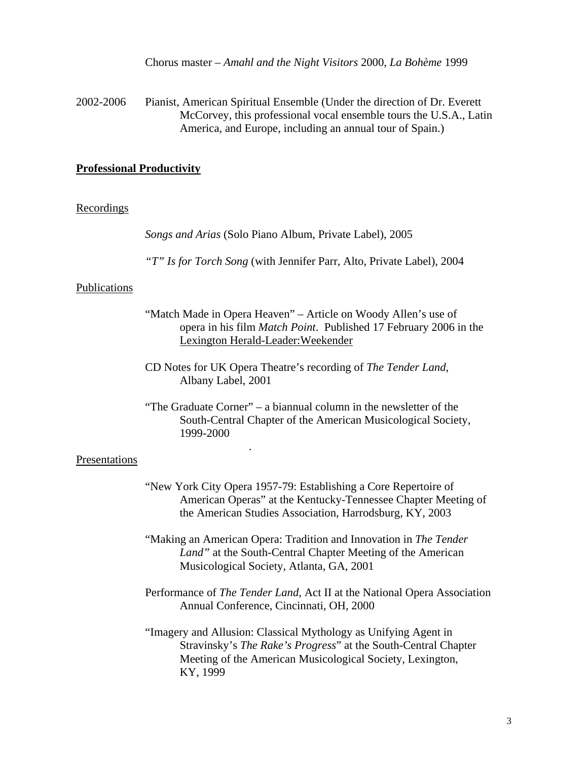Chorus master – *Amahl and the Night Visitors* 2000, *La Bohème* 1999

2002-2006 Pianist, American Spiritual Ensemble (Under the direction of Dr. Everett McCorvey, this professional vocal ensemble tours the U.S.A., Latin America, and Europe, including an annual tour of Spain.)

## **Professional Productivity**

### Recordings

*Songs and Arias* (Solo Piano Album, Private Label), 2005

*"T" Is for Torch Song* (with Jennifer Parr, Alto, Private Label), 2004

### Publications

"Match Made in Opera Heaven" – Article on Woody Allen's use of opera in his film *Match Point*. Published 17 February 2006 in the Lexington Herald-Leader:Weekender

CD Notes for UK Opera Theatre's recording of *The Tender Land*, Albany Label, 2001

"The Graduate Corner" – a biannual column in the newsletter of the South-Central Chapter of the American Musicological Society, 1999-2000

.

### Presentations

"New York City Opera 1957-79: Establishing a Core Repertoire of American Operas" at the Kentucky-Tennessee Chapter Meeting of the American Studies Association, Harrodsburg, KY, 2003

"Making an American Opera: Tradition and Innovation in *The Tender Land"* at the South-Central Chapter Meeting of the American Musicological Society, Atlanta, GA, 2001

Performance of *The Tender Land*, Act II at the National Opera Association Annual Conference, Cincinnati, OH, 2000

"Imagery and Allusion: Classical Mythology as Unifying Agent in Stravinsky's *The Rake's Progress*" at the South-Central Chapter Meeting of the American Musicological Society, Lexington, KY, 1999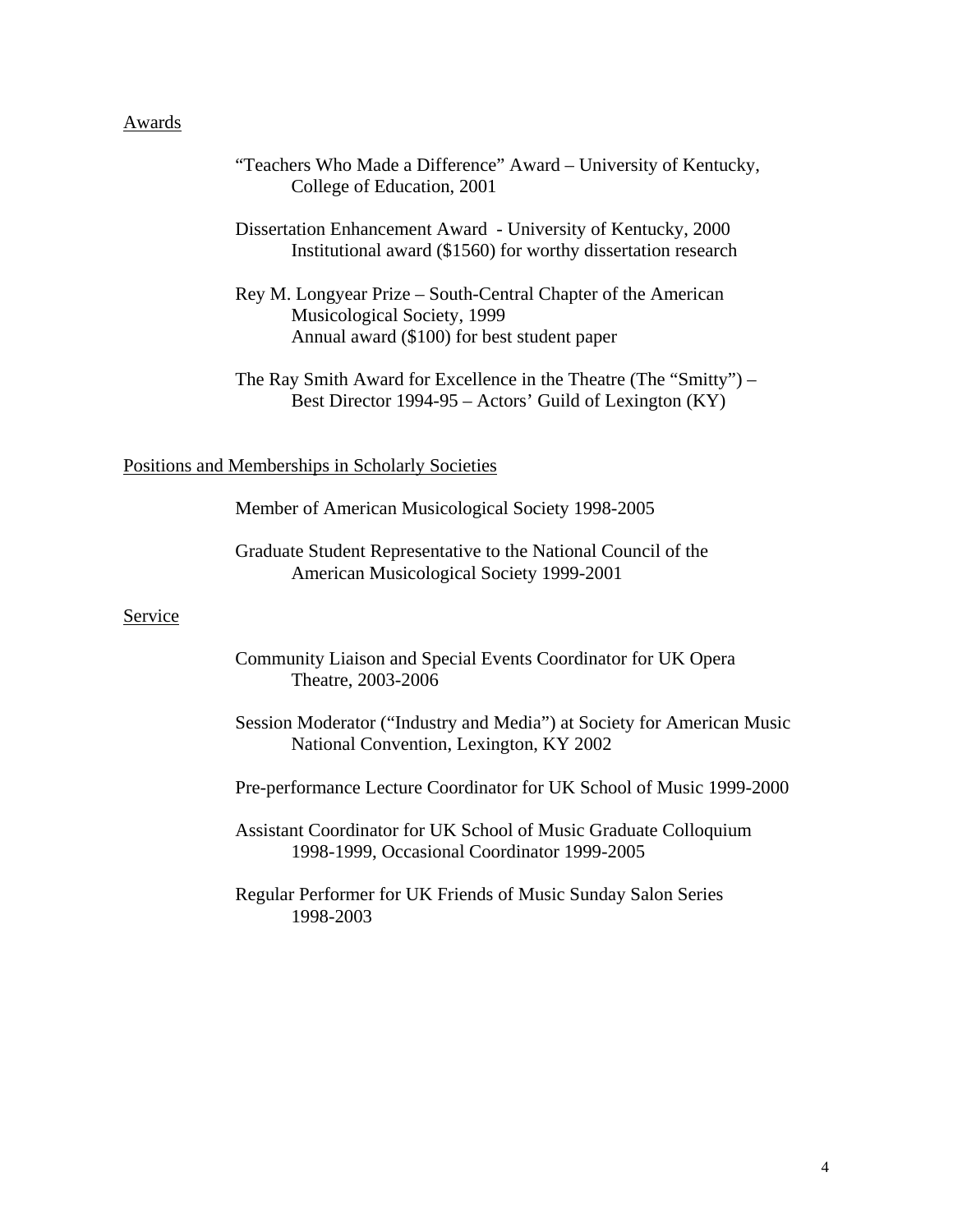## Awards

“Teachers Who Made a Difference” Award – University of Kentucky, College of Education, 2001

Dissertation Enhancement Award - University of Kentucky, 2000
Institutional award ($1560) for worthy dissertation research

Rey M. Longyear Prize – South-Central Chapter of the American Musicological Society, 1999
Annual award ($100) for best student paper

The Ray Smith Award for Excellence in the Theatre (The “Smitty”) – Best Director 1994-95 – Actors’ Guild of Lexington (KY)

## Positions and Memberships in Scholarly Societies

Member of American Musicological Society 1998-2005

Graduate Student Representative to the National Council of the American Musicological Society 1999-2001

## Service

Community Liaison and Special Events Coordinator for UK Opera Theatre, 2003-2006

Session Moderator (“Industry and Media”) at Society for American Music National Convention, Lexington, KY 2002

Pre-performance Lecture Coordinator for UK School of Music 1999-2000

Assistant Coordinator for UK School of Music Graduate Colloquium 1998-1999, Occasional Coordinator 1999-2005

Regular Performer for UK Friends of Music Sunday Salon Series 1998-2003